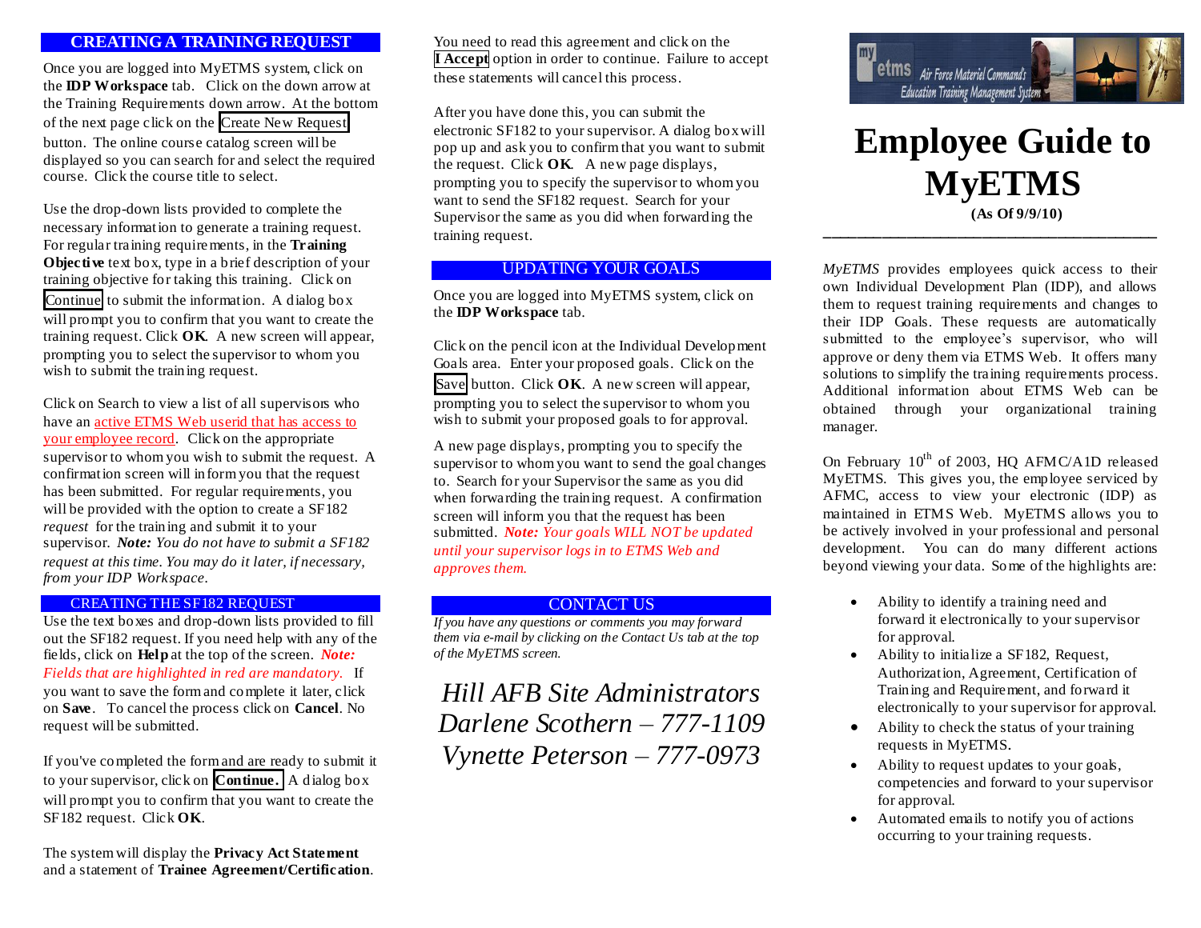## CREATING A TRAINING REQUEST

Once you are logged into MyETMS system, click on the **IDP Workspace** tab. Click on the down arrow at the Training Requirements down arrow. At the bottom of the next page click on the Create New Request button. The online course catalog screen will be displayed so you can search for and select the required course. Click the course title to select.

Use the drop-down lists provided to complete the necessary information to generate a training request. For regular training requirements, in the **Training Objective** text box, type in a brief description of your training objective for taking this training. Click on Continue to submit the information. A dialog box will prompt you to confirm that you want to create the training request. Click **OK**. A new screen will appear, prompting you to select the supervisor to whom you wish to submit the training request.

Click on Search to view a list of all supervisors who have an active ETMS Web userid that has access to your employee record. Click on the appropriate supervisor to whom you wish to submit the request. A confirmation screen will inform you that the request has been submitted. For regular requirements, you will be provided with the option to create a SF182 *request* for the training and submit it to your supervisor. ***Note:*** *You do not have to submit a SF182 request at this time. You may do it later, if necessary, from your IDP Workspace.*

## CREATING THE SF182 REQUEST

Use the text boxes and drop-down lists provided to fill out the SF182 request. If you need help with any of the fields, click on **Help** at the top of the screen. ***Note:*** *Fields that are highlighted in red are mandatory.* If you want to save the form and complete it later, click on **Save**. To cancel the process click on **Cancel**. No request will be submitted.

If you've completed the form and are ready to submit it to your supervisor, click on **Continue.** A dialog box will prompt you to confirm that you want to create the SF182 request. Click **OK**.

The system will display the **Privacy Act Statement** and a statement of **Trainee Agreement/Certification**. You need to read this agreement and click on the **I Accept** option in order to continue. Failure to accept these statements will cancel this process.

After you have done this, you can submit the electronic SF182 to your supervisor. A dialog box will pop up and ask you to confirm that you want to submit the request. Click **OK**. A new page displays, prompting you to specify the supervisor to whom you want to send the SF182 request. Search for your Supervisor the same as you did when forwarding the training request.

## UPDATING YOUR GOALS

Once you are logged into MyETMS system, click on the **IDP Workspace** tab.

Click on the pencil icon at the Individual Development Goals area. Enter your proposed goals. Click on the Save button. Click **OK**. A new screen will appear, prompting you to select the supervisor to whom you wish to submit your proposed goals for approval.

A new page displays, prompting you to specify the supervisor to whom you want to send the goal changes to. Search for your Supervisor the same as you did when forwarding the training request. A confirmation screen will inform you that the request has been submitted. ***Note:*** *Your goals WILL NOT be updated until your supervisor logs in to ETMS Web and approves them.*

## CONTACT US

*If you have any questions or comments you may forward them via e-mail by clicking on the Contact Us tab at the top of the MyETMS screen.*

*Hill AFB Site Administrators*
*Darlene Scothern – 777-1109*
*Vynette Peterson – 777-0973*

my etms Air Force Materiel Command's Education Training Management System

# Employee Guide to MyETMS

**(As Of 9/9/10)**

*MyETMS* provides employees quick access to their own Individual Development Plan (IDP), and allows them to request training requirements and changes to their IDP Goals. These requests are automatically submitted to the employee's supervisor, who will approve or deny them via ETMS Web. It offers many solutions to simplify the training requirements process. Additional information about ETMS Web can be obtained through your organizational training manager.

On February 10th of 2003, HQ AFMC/A1D released MyETMS. This gives you, the employee serviced by AFMC, access to view your electronic (IDP) as maintained in ETMS Web. MyETMS allows you to be actively involved in your professional and personal development. You can do many different actions beyond viewing your data. Some of the highlights are:

- Ability to identify a training need and forward it electronically to your supervisor for approval.
- Ability to initialize a SF182, Request, Authorization, Agreement, Certification of Training and Requirement, and forward it electronically to your supervisor for approval.
- Ability to check the status of your training requests in MyETMS.
- Ability to request updates to your goals, competencies and forward to your supervisor for approval.
- Automated emails to notify you of actions occurring to your training requests.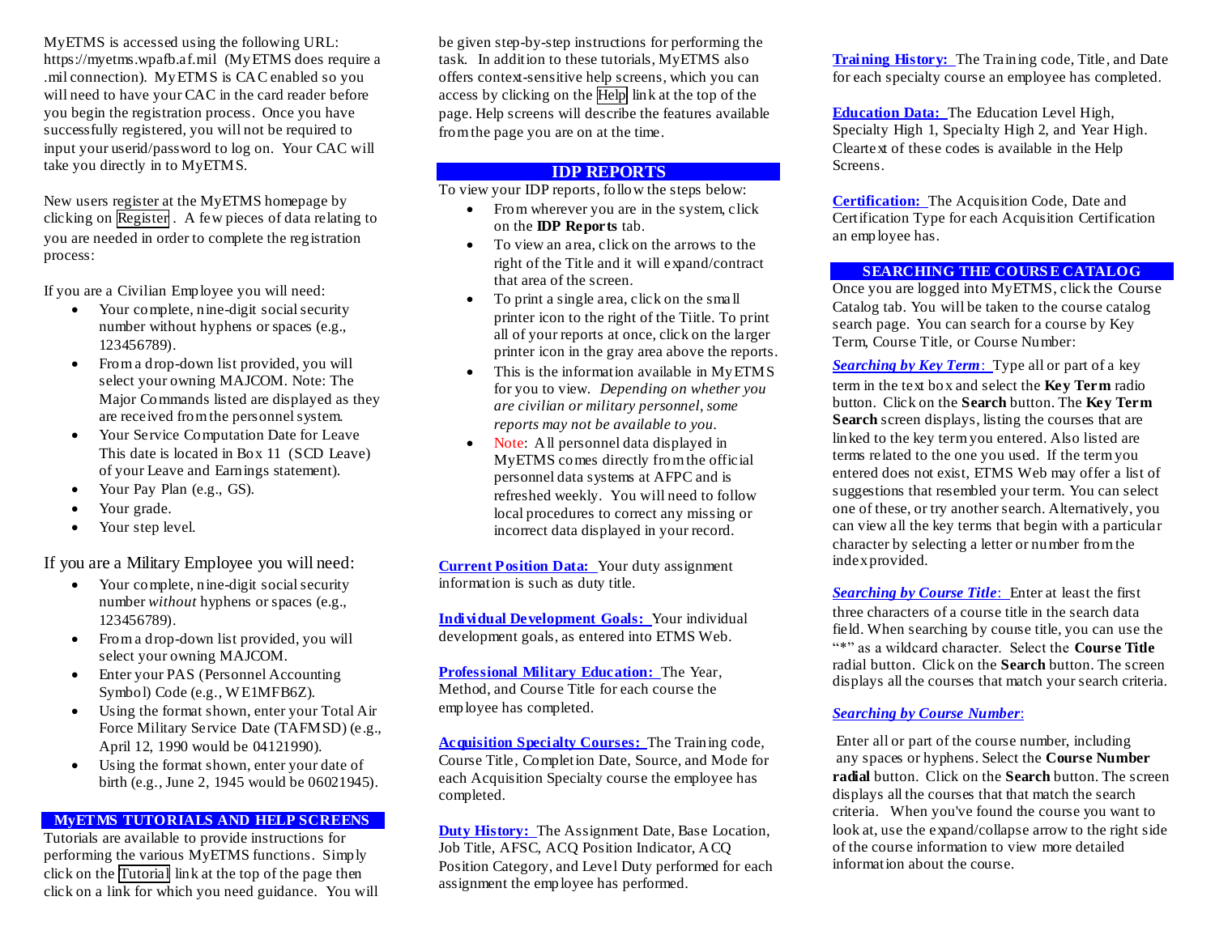MyETMS is accessed using the following URL: https://myetms.wpafb.af.mil (MyETMS does require a .mil connection). MyETMS is CAC enabled so you will need to have your CAC in the card reader before you begin the registration process. Once you have successfully registered, you will not be required to input your userid/password to log on. Your CAC will take you directly in to MyETMS.

New users register at the MyETMS homepage by clicking on Register. A few pieces of data relating to you are needed in order to complete the registration process:

If you are a Civilian Employee you will need:

- Your complete, nine-digit social security number without hyphens or spaces (e.g., 123456789).
- From a drop-down list provided, you will select your owning MAJCOM. Note: The Major Commands listed are displayed as they are received from the personnel system.
- Your Service Computation Date for Leave This date is located in Box 11 (SCD Leave) of your Leave and Earnings statement).
- Your Pay Plan (e.g., GS).
- Your grade.
- Your step level.

If you are a Military Employee you will need:

- Your complete, nine-digit social security number *without* hyphens or spaces (e.g., 123456789).
- From a drop-down list provided, you will select your owning MAJCOM.
- Enter your PAS (Personnel Accounting Symbol) Code (e.g., WE1MFB6Z).
- Using the format shown, enter your Total Air Force Military Service Date (TAFMSD) (e.g., April 12, 1990 would be 04121990).
- Using the format shown, enter your date of birth (e.g., June 2, 1945 would be 06021945).

## MyETMS TUTORIALS AND HELP SCREENS

Tutorials are available to provide instructions for performing the various MyETMS functions. Simply click on the Tutorial link at the top of the page then click on a link for which you need guidance. You will be given step-by-step instructions for performing the task. In addition to these tutorials, MyETMS also offers context-sensitive help screens, which you can access by clicking on the Help link at the top of the page. Help screens will describe the features available from the page you are on at the time.

## IDP REPORTS

To view your IDP reports, follow the steps below:

- From wherever you are in the system, click on the **IDP Reports** tab.
- To view an area, click on the arrows to the right of the Title and it will expand/contract that area of the screen.
- To print a single area, click on the small printer icon to the right of the Tiitle. To print all of your reports at once, click on the larger printer icon in the gray area above the reports.
- This is the information available in MyETMS for you to view. *Depending on whether you are civilian or military personnel, some reports may not be available to you.*
- Note: All personnel data displayed in MyETMS comes directly from the official personnel data systems at AFPC and is refreshed weekly. You will need to follow local procedures to correct any missing or incorrect data displayed in your record.

**Current Position Data:** Your duty assignment information is such as duty title.

**Individual Development Goals:** Your individual development goals, as entered into ETMS Web.

**Professional Military Education:** The Year, Method, and Course Title for each course the employee has completed.

**Acquisition Specialty Courses:** The Training code, Course Title, Completion Date, Source, and Mode for each Acquisition Specialty course the employee has completed.

**Duty History:** The Assignment Date, Base Location, Job Title, AFSC, ACQ Position Indicator, ACQ Position Category, and Level Duty performed for each assignment the employee has performed.

**Training History:** The Training code, Title, and Date for each specialty course an employee has completed.

**Education Data:** The Education Level High, Specialty High 1, Specialty High 2, and Year High. Cleartext of these codes is available in the Help Screens.

**Certification:** The Acquisition Code, Date and Certification Type for each Acquisition Certification an employee has.

## SEARCHING THE COURSE CATALOG

Once you are logged into MyETMS, click the Course Catalog tab. You will be taken to the course catalog search page. You can search for a course by Key Term, Course Title, or Course Number:

***Searching by Key Term***: Type all or part of a key term in the text box and select the **Key Term** radio button. Click on the **Search** button. The **Key Term Search** screen displays, listing the courses that are linked to the key term you entered. Also listed are terms related to the one you used. If the term you entered does not exist, ETMS Web may offer a list of suggestions that resembled your term. You can select one of these, or try another search. Alternatively, you can view all the key terms that begin with a particular character by selecting a letter or number from the index provided.

***Searching by Course Title***: Enter at least the first three characters of a course title in the search data field. When searching by course title, you can use the "*" as a wildcard character. Select the **Course Title** radial button. Click on the **Search** button. The screen displays all the courses that match your search criteria.

***Searching by Course Number***:

Enter all or part of the course number, including any spaces or hyphens. Select the **Course Number radial** button. Click on the **Search** button. The screen displays all the courses that that match the search criteria. When you've found the course you want to look at, use the expand/collapse arrow to the right side of the course information to view more detailed information about the course.